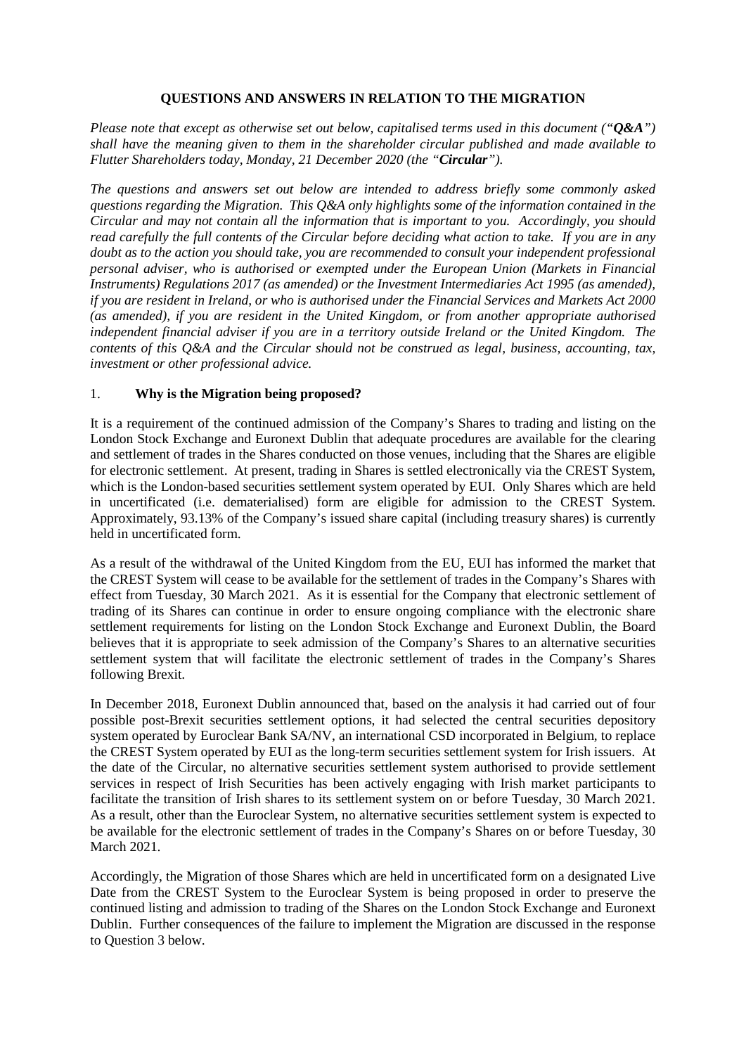# QUESTIONS AND ANSWERS IN RELATION TO THE MIGRATION

*Please note that except as otherwise set out below, capitalised terms used in this document ("**Q&A**") shall have the meaning given to them in the shareholder circular published and made available to Flutter Shareholders today, Monday, 21 December 2020 (the "**Circular**").*

*The questions and answers set out below are intended to address briefly some commonly asked questions regarding the Migration. This Q&A only highlights some of the information contained in the Circular and may not contain all the information that is important to you. Accordingly, you should read carefully the full contents of the Circular before deciding what action to take. If you are in any doubt as to the action you should take, you are recommended to consult your independent professional personal adviser, who is authorised or exempted under the European Union (Markets in Financial Instruments) Regulations 2017 (as amended) or the Investment Intermediaries Act 1995 (as amended), if you are resident in Ireland, or who is authorised under the Financial Services and Markets Act 2000 (as amended), if you are resident in the United Kingdom, or from another appropriate authorised independent financial adviser if you are in a territory outside Ireland or the United Kingdom. The contents of this Q&A and the Circular should not be construed as legal, business, accounting, tax, investment or other professional advice.*

## 1. Why is the Migration being proposed?

It is a requirement of the continued admission of the Company's Shares to trading and listing on the London Stock Exchange and Euronext Dublin that adequate procedures are available for the clearing and settlement of trades in the Shares conducted on those venues, including that the Shares are eligible for electronic settlement. At present, trading in Shares is settled electronically via the CREST System, which is the London-based securities settlement system operated by EUI. Only Shares which are held in uncertificated (i.e. dematerialised) form are eligible for admission to the CREST System. Approximately, 93.13% of the Company's issued share capital (including treasury shares) is currently held in uncertificated form.

As a result of the withdrawal of the United Kingdom from the EU, EUI has informed the market that the CREST System will cease to be available for the settlement of trades in the Company's Shares with effect from Tuesday, 30 March 2021. As it is essential for the Company that electronic settlement of trading of its Shares can continue in order to ensure ongoing compliance with the electronic share settlement requirements for listing on the London Stock Exchange and Euronext Dublin, the Board believes that it is appropriate to seek admission of the Company's Shares to an alternative securities settlement system that will facilitate the electronic settlement of trades in the Company's Shares following Brexit.

In December 2018, Euronext Dublin announced that, based on the analysis it had carried out of four possible post-Brexit securities settlement options, it had selected the central securities depository system operated by Euroclear Bank SA/NV, an international CSD incorporated in Belgium, to replace the CREST System operated by EUI as the long-term securities settlement system for Irish issuers. At the date of the Circular, no alternative securities settlement system authorised to provide settlement services in respect of Irish Securities has been actively engaging with Irish market participants to facilitate the transition of Irish shares to its settlement system on or before Tuesday, 30 March 2021. As a result, other than the Euroclear System, no alternative securities settlement system is expected to be available for the electronic settlement of trades in the Company's Shares on or before Tuesday, 30 March 2021.

Accordingly, the Migration of those Shares which are held in uncertificated form on a designated Live Date from the CREST System to the Euroclear System is being proposed in order to preserve the continued listing and admission to trading of the Shares on the London Stock Exchange and Euronext Dublin. Further consequences of the failure to implement the Migration are discussed in the response to Question 3 below.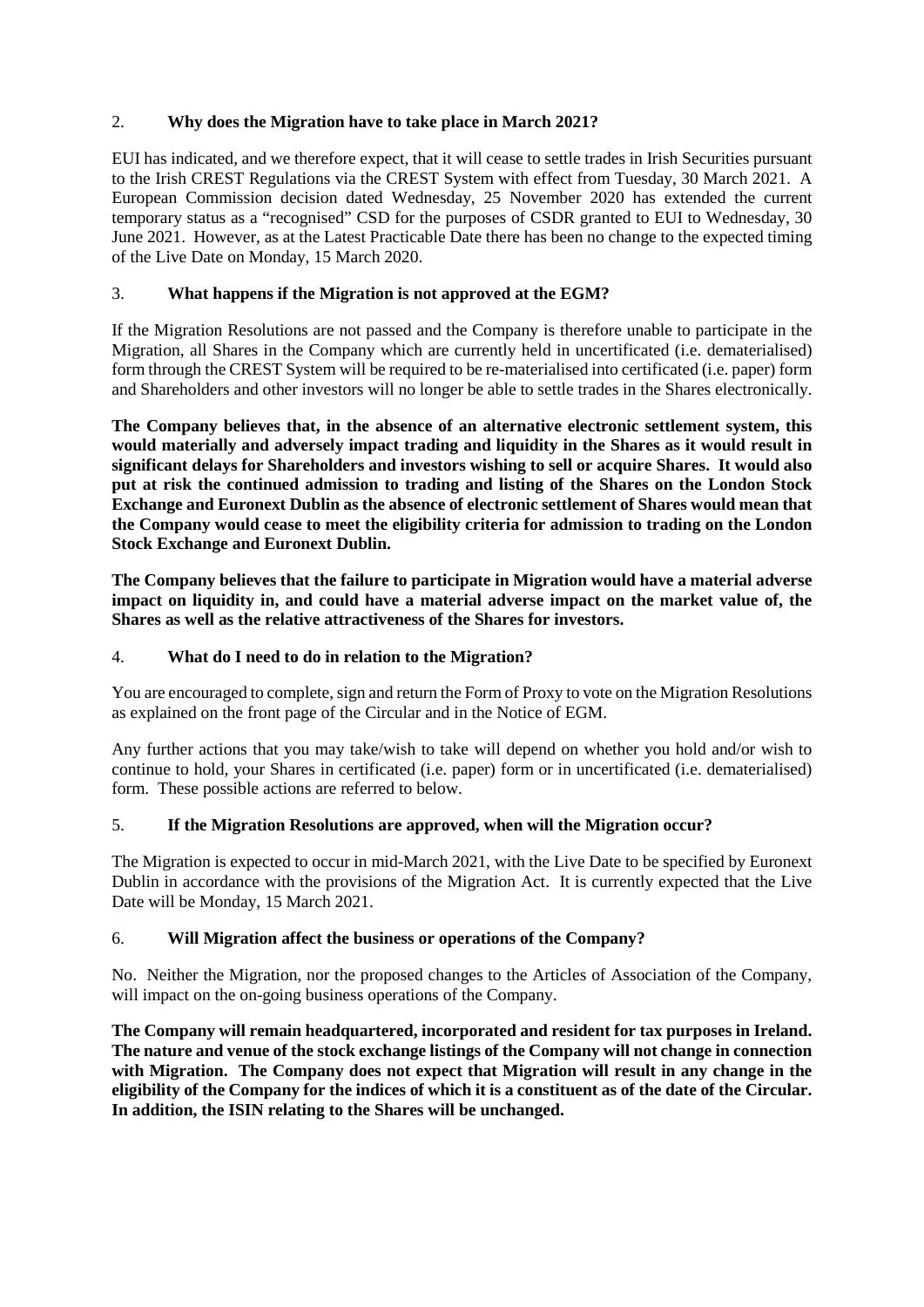## 2. **Why does the Migration have to take place in March 2021?**

EUI has indicated, and we therefore expect, that it will cease to settle trades in Irish Securities pursuant to the Irish CREST Regulations via the CREST System with effect from Tuesday, 30 March 2021. A European Commission decision dated Wednesday, 25 November 2020 has extended the current temporary status as a "recognised" CSD for the purposes of CSDR granted to EUI to Wednesday, 30 June 2021. However, as at the Latest Practicable Date there has been no change to the expected timing of the Live Date on Monday, 15 March 2020.

## 3. **What happens if the Migration is not approved at the EGM?**

If the Migration Resolutions are not passed and the Company is therefore unable to participate in the Migration, all Shares in the Company which are currently held in uncertificated (i.e. dematerialised) form through the CREST System will be required to be re-materialised into certificated (i.e. paper) form and Shareholders and other investors will no longer be able to settle trades in the Shares electronically.

**The Company believes that, in the absence of an alternative electronic settlement system, this would materially and adversely impact trading and liquidity in the Shares as it would result in significant delays for Shareholders and investors wishing to sell or acquire Shares. It would also put at risk the continued admission to trading and listing of the Shares on the London Stock Exchange and Euronext Dublin as the absence of electronic settlement of Shares would mean that the Company would cease to meet the eligibility criteria for admission to trading on the London Stock Exchange and Euronext Dublin.**

**The Company believes that the failure to participate in Migration would have a material adverse impact on liquidity in, and could have a material adverse impact on the market value of, the Shares as well as the relative attractiveness of the Shares for investors.**

## 4. **What do I need to do in relation to the Migration?**

You are encouraged to complete, sign and return the Form of Proxy to vote on the Migration Resolutions as explained on the front page of the Circular and in the Notice of EGM.

Any further actions that you may take/wish to take will depend on whether you hold and/or wish to continue to hold, your Shares in certificated (i.e. paper) form or in uncertificated (i.e. dematerialised) form. These possible actions are referred to below.

## 5. **If the Migration Resolutions are approved, when will the Migration occur?**

The Migration is expected to occur in mid-March 2021, with the Live Date to be specified by Euronext Dublin in accordance with the provisions of the Migration Act. It is currently expected that the Live Date will be Monday, 15 March 2021.

## 6. **Will Migration affect the business or operations of the Company?**

No. Neither the Migration, nor the proposed changes to the Articles of Association of the Company, will impact on the on-going business operations of the Company.

**The Company will remain headquartered, incorporated and resident for tax purposes in Ireland. The nature and venue of the stock exchange listings of the Company will not change in connection with Migration. The Company does not expect that Migration will result in any change in the eligibility of the Company for the indices of which it is a constituent as of the date of the Circular. In addition, the ISIN relating to the Shares will be unchanged.**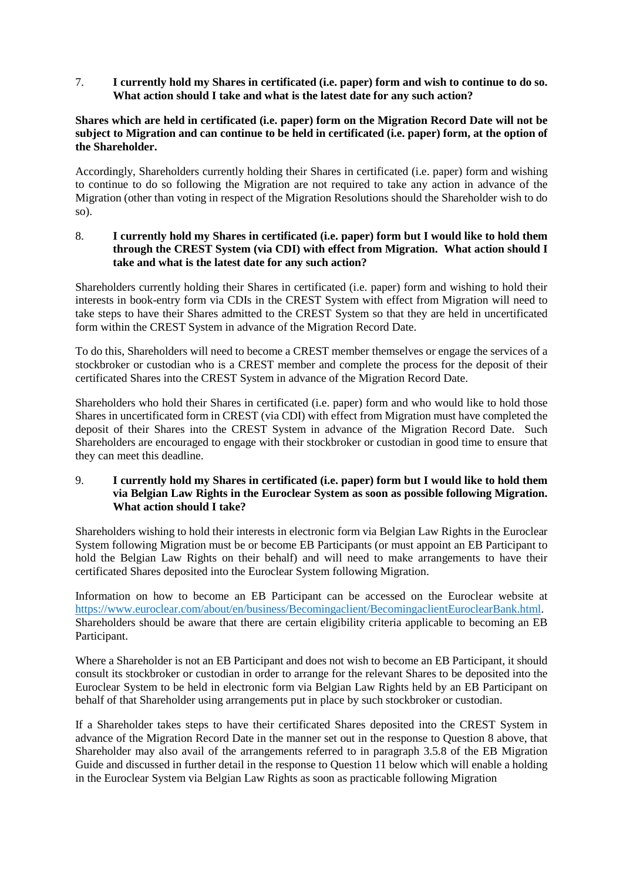7. **I currently hold my Shares in certificated (i.e. paper) form and wish to continue to do so. What action should I take and what is the latest date for any such action?**

**Shares which are held in certificated (i.e. paper) form on the Migration Record Date will not be subject to Migration and can continue to be held in certificated (i.e. paper) form, at the option of the Shareholder.**

Accordingly, Shareholders currently holding their Shares in certificated (i.e. paper) form and wishing to continue to do so following the Migration are not required to take any action in advance of the Migration (other than voting in respect of the Migration Resolutions should the Shareholder wish to do so).

8. **I currently hold my Shares in certificated (i.e. paper) form but I would like to hold them through the CREST System (via CDI) with effect from Migration. What action should I take and what is the latest date for any such action?**

Shareholders currently holding their Shares in certificated (i.e. paper) form and wishing to hold their interests in book-entry form via CDIs in the CREST System with effect from Migration will need to take steps to have their Shares admitted to the CREST System so that they are held in uncertificated form within the CREST System in advance of the Migration Record Date.

To do this, Shareholders will need to become a CREST member themselves or engage the services of a stockbroker or custodian who is a CREST member and complete the process for the deposit of their certificated Shares into the CREST System in advance of the Migration Record Date.

Shareholders who hold their Shares in certificated (i.e. paper) form and who would like to hold those Shares in uncertificated form in CREST (via CDI) with effect from Migration must have completed the deposit of their Shares into the CREST System in advance of the Migration Record Date. Such Shareholders are encouraged to engage with their stockbroker or custodian in good time to ensure that they can meet this deadline.

9. **I currently hold my Shares in certificated (i.e. paper) form but I would like to hold them via Belgian Law Rights in the Euroclear System as soon as possible following Migration. What action should I take?**

Shareholders wishing to hold their interests in electronic form via Belgian Law Rights in the Euroclear System following Migration must be or become EB Participants (or must appoint an EB Participant to hold the Belgian Law Rights on their behalf) and will need to make arrangements to have their certificated Shares deposited into the Euroclear System following Migration.

Information on how to become an EB Participant can be accessed on the Euroclear website at https://www.euroclear.com/about/en/business/Becomingaclient/BecomingaclientEuroclearBank.html. Shareholders should be aware that there are certain eligibility criteria applicable to becoming an EB Participant.

Where a Shareholder is not an EB Participant and does not wish to become an EB Participant, it should consult its stockbroker or custodian in order to arrange for the relevant Shares to be deposited into the Euroclear System to be held in electronic form via Belgian Law Rights held by an EB Participant on behalf of that Shareholder using arrangements put in place by such stockbroker or custodian.

If a Shareholder takes steps to have their certificated Shares deposited into the CREST System in advance of the Migration Record Date in the manner set out in the response to Question 8 above, that Shareholder may also avail of the arrangements referred to in paragraph 3.5.8 of the EB Migration Guide and discussed in further detail in the response to Question 11 below which will enable a holding in the Euroclear System via Belgian Law Rights as soon as practicable following Migration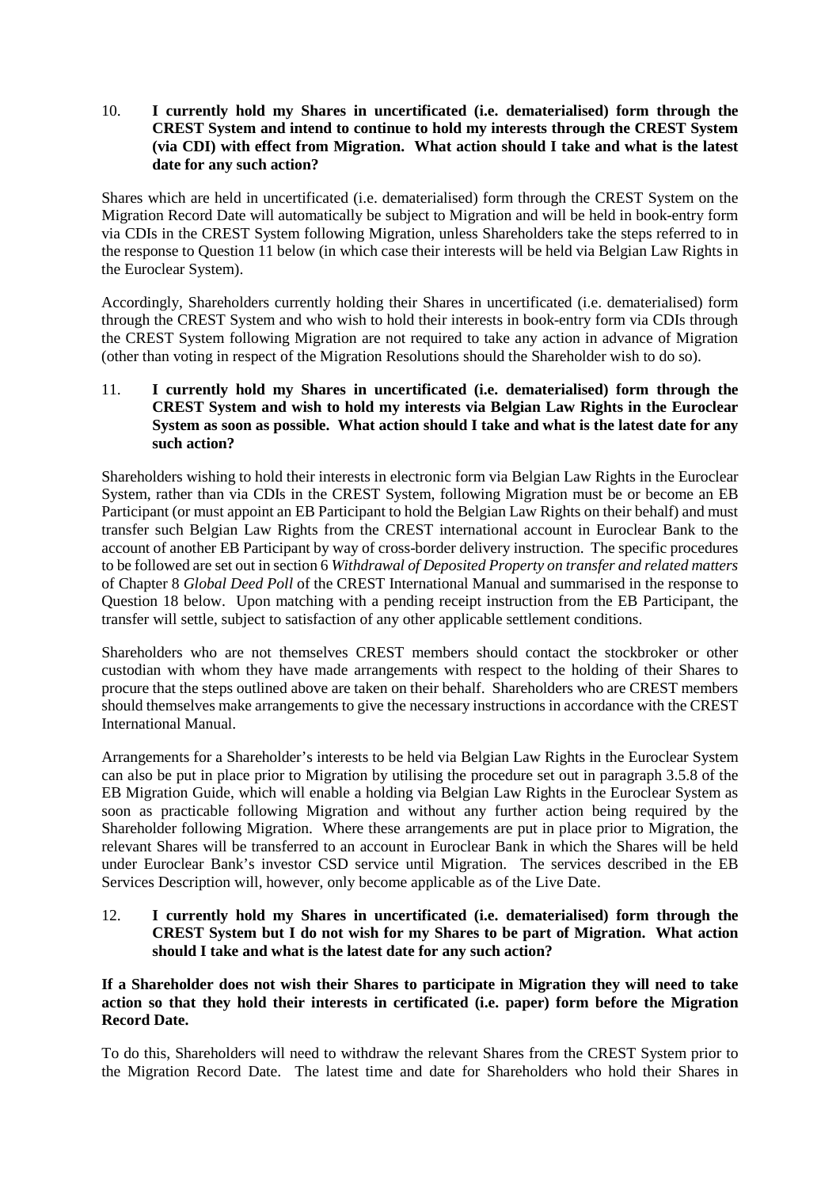10. **I currently hold my Shares in uncertificated (i.e. dematerialised) form through the CREST System and intend to continue to hold my interests through the CREST System (via CDI) with effect from Migration. What action should I take and what is the latest date for any such action?**

Shares which are held in uncertificated (i.e. dematerialised) form through the CREST System on the Migration Record Date will automatically be subject to Migration and will be held in book-entry form via CDIs in the CREST System following Migration, unless Shareholders take the steps referred to in the response to Question 11 below (in which case their interests will be held via Belgian Law Rights in the Euroclear System).

Accordingly, Shareholders currently holding their Shares in uncertificated (i.e. dematerialised) form through the CREST System and who wish to hold their interests in book-entry form via CDIs through the CREST System following Migration are not required to take any action in advance of Migration (other than voting in respect of the Migration Resolutions should the Shareholder wish to do so).

11. **I currently hold my Shares in uncertificated (i.e. dematerialised) form through the CREST System and wish to hold my interests via Belgian Law Rights in the Euroclear System as soon as possible. What action should I take and what is the latest date for any such action?**

Shareholders wishing to hold their interests in electronic form via Belgian Law Rights in the Euroclear System, rather than via CDIs in the CREST System, following Migration must be or become an EB Participant (or must appoint an EB Participant to hold the Belgian Law Rights on their behalf) and must transfer such Belgian Law Rights from the CREST international account in Euroclear Bank to the account of another EB Participant by way of cross-border delivery instruction. The specific procedures to be followed are set out in section 6 *Withdrawal of Deposited Property on transfer and related matters* of Chapter 8 *Global Deed Poll* of the CREST International Manual and summarised in the response to Question 18 below. Upon matching with a pending receipt instruction from the EB Participant, the transfer will settle, subject to satisfaction of any other applicable settlement conditions.

Shareholders who are not themselves CREST members should contact the stockbroker or other custodian with whom they have made arrangements with respect to the holding of their Shares to procure that the steps outlined above are taken on their behalf. Shareholders who are CREST members should themselves make arrangements to give the necessary instructions in accordance with the CREST International Manual.

Arrangements for a Shareholder's interests to be held via Belgian Law Rights in the Euroclear System can also be put in place prior to Migration by utilising the procedure set out in paragraph 3.5.8 of the EB Migration Guide, which will enable a holding via Belgian Law Rights in the Euroclear System as soon as practicable following Migration and without any further action being required by the Shareholder following Migration. Where these arrangements are put in place prior to Migration, the relevant Shares will be transferred to an account in Euroclear Bank in which the Shares will be held under Euroclear Bank's investor CSD service until Migration. The services described in the EB Services Description will, however, only become applicable as of the Live Date.

12. **I currently hold my Shares in uncertificated (i.e. dematerialised) form through the CREST System but I do not wish for my Shares to be part of Migration. What action should I take and what is the latest date for any such action?**

**If a Shareholder does not wish their Shares to participate in Migration they will need to take action so that they hold their interests in certificated (i.e. paper) form before the Migration Record Date.**

To do this, Shareholders will need to withdraw the relevant Shares from the CREST System prior to the Migration Record Date. The latest time and date for Shareholders who hold their Shares in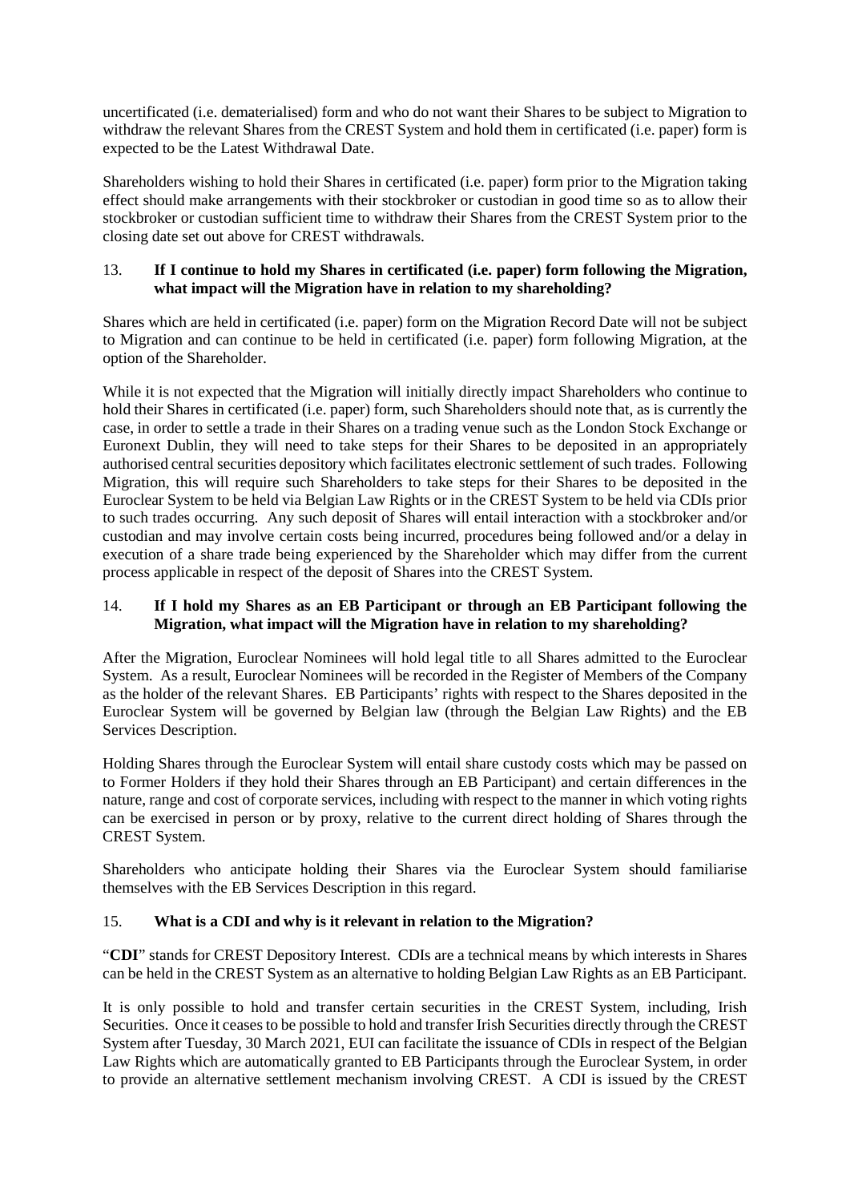uncertificated (i.e. dematerialised) form and who do not want their Shares to be subject to Migration to withdraw the relevant Shares from the CREST System and hold them in certificated (i.e. paper) form is expected to be the Latest Withdrawal Date.

Shareholders wishing to hold their Shares in certificated (i.e. paper) form prior to the Migration taking effect should make arrangements with their stockbroker or custodian in good time so as to allow their stockbroker or custodian sufficient time to withdraw their Shares from the CREST System prior to the closing date set out above for CREST withdrawals.

### 13. If I continue to hold my Shares in certificated (i.e. paper) form following the Migration, what impact will the Migration have in relation to my shareholding?

Shares which are held in certificated (i.e. paper) form on the Migration Record Date will not be subject to Migration and can continue to be held in certificated (i.e. paper) form following Migration, at the option of the Shareholder.

While it is not expected that the Migration will initially directly impact Shareholders who continue to hold their Shares in certificated (i.e. paper) form, such Shareholders should note that, as is currently the case, in order to settle a trade in their Shares on a trading venue such as the London Stock Exchange or Euronext Dublin, they will need to take steps for their Shares to be deposited in an appropriately authorised central securities depository which facilitates electronic settlement of such trades. Following Migration, this will require such Shareholders to take steps for their Shares to be deposited in the Euroclear System to be held via Belgian Law Rights or in the CREST System to be held via CDIs prior to such trades occurring. Any such deposit of Shares will entail interaction with a stockbroker and/or custodian and may involve certain costs being incurred, procedures being followed and/or a delay in execution of a share trade being experienced by the Shareholder which may differ from the current process applicable in respect of the deposit of Shares into the CREST System.

### 14. If I hold my Shares as an EB Participant or through an EB Participant following the Migration, what impact will the Migration have in relation to my shareholding?

After the Migration, Euroclear Nominees will hold legal title to all Shares admitted to the Euroclear System. As a result, Euroclear Nominees will be recorded in the Register of Members of the Company as the holder of the relevant Shares. EB Participants' rights with respect to the Shares deposited in the Euroclear System will be governed by Belgian law (through the Belgian Law Rights) and the EB Services Description.

Holding Shares through the Euroclear System will entail share custody costs which may be passed on to Former Holders if they hold their Shares through an EB Participant) and certain differences in the nature, range and cost of corporate services, including with respect to the manner in which voting rights can be exercised in person or by proxy, relative to the current direct holding of Shares through the CREST System.

Shareholders who anticipate holding their Shares via the Euroclear System should familiarise themselves with the EB Services Description in this regard.

### 15. What is a CDI and why is it relevant in relation to the Migration?

"**CDI**" stands for CREST Depository Interest. CDIs are a technical means by which interests in Shares can be held in the CREST System as an alternative to holding Belgian Law Rights as an EB Participant.

It is only possible to hold and transfer certain securities in the CREST System, including, Irish Securities. Once it ceases to be possible to hold and transfer Irish Securities directly through the CREST System after Tuesday, 30 March 2021, EUI can facilitate the issuance of CDIs in respect of the Belgian Law Rights which are automatically granted to EB Participants through the Euroclear System, in order to provide an alternative settlement mechanism involving CREST. A CDI is issued by the CREST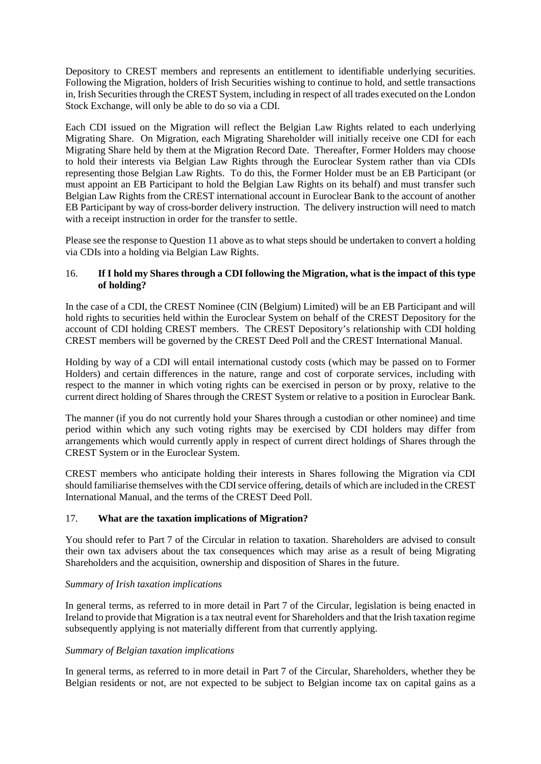Depository to CREST members and represents an entitlement to identifiable underlying securities. Following the Migration, holders of Irish Securities wishing to continue to hold, and settle transactions in, Irish Securities through the CREST System, including in respect of all trades executed on the London Stock Exchange, will only be able to do so via a CDI.

Each CDI issued on the Migration will reflect the Belgian Law Rights related to each underlying Migrating Share. On Migration, each Migrating Shareholder will initially receive one CDI for each Migrating Share held by them at the Migration Record Date. Thereafter, Former Holders may choose to hold their interests via Belgian Law Rights through the Euroclear System rather than via CDIs representing those Belgian Law Rights. To do this, the Former Holder must be an EB Participant (or must appoint an EB Participant to hold the Belgian Law Rights on its behalf) and must transfer such Belgian Law Rights from the CREST international account in Euroclear Bank to the account of another EB Participant by way of cross-border delivery instruction. The delivery instruction will need to match with a receipt instruction in order for the transfer to settle.

Please see the response to Question 11 above as to what steps should be undertaken to convert a holding via CDIs into a holding via Belgian Law Rights.

### 16. If I hold my Shares through a CDI following the Migration, what is the impact of this type of holding?

In the case of a CDI, the CREST Nominee (CIN (Belgium) Limited) will be an EB Participant and will hold rights to securities held within the Euroclear System on behalf of the CREST Depository for the account of CDI holding CREST members. The CREST Depository's relationship with CDI holding CREST members will be governed by the CREST Deed Poll and the CREST International Manual.

Holding by way of a CDI will entail international custody costs (which may be passed on to Former Holders) and certain differences in the nature, range and cost of corporate services, including with respect to the manner in which voting rights can be exercised in person or by proxy, relative to the current direct holding of Shares through the CREST System or relative to a position in Euroclear Bank.

The manner (if you do not currently hold your Shares through a custodian or other nominee) and time period within which any such voting rights may be exercised by CDI holders may differ from arrangements which would currently apply in respect of current direct holdings of Shares through the CREST System or in the Euroclear System.

CREST members who anticipate holding their interests in Shares following the Migration via CDI should familiarise themselves with the CDI service offering, details of which are included in the CREST International Manual, and the terms of the CREST Deed Poll.

### 17. What are the taxation implications of Migration?

You should refer to Part 7 of the Circular in relation to taxation. Shareholders are advised to consult their own tax advisers about the tax consequences which may arise as a result of being Migrating Shareholders and the acquisition, ownership and disposition of Shares in the future.

*Summary of Irish taxation implications*

In general terms, as referred to in more detail in Part 7 of the Circular, legislation is being enacted in Ireland to provide that Migration is a tax neutral event for Shareholders and that the Irish taxation regime subsequently applying is not materially different from that currently applying.

*Summary of Belgian taxation implications*

In general terms, as referred to in more detail in Part 7 of the Circular, Shareholders, whether they be Belgian residents or not, are not expected to be subject to Belgian income tax on capital gains as a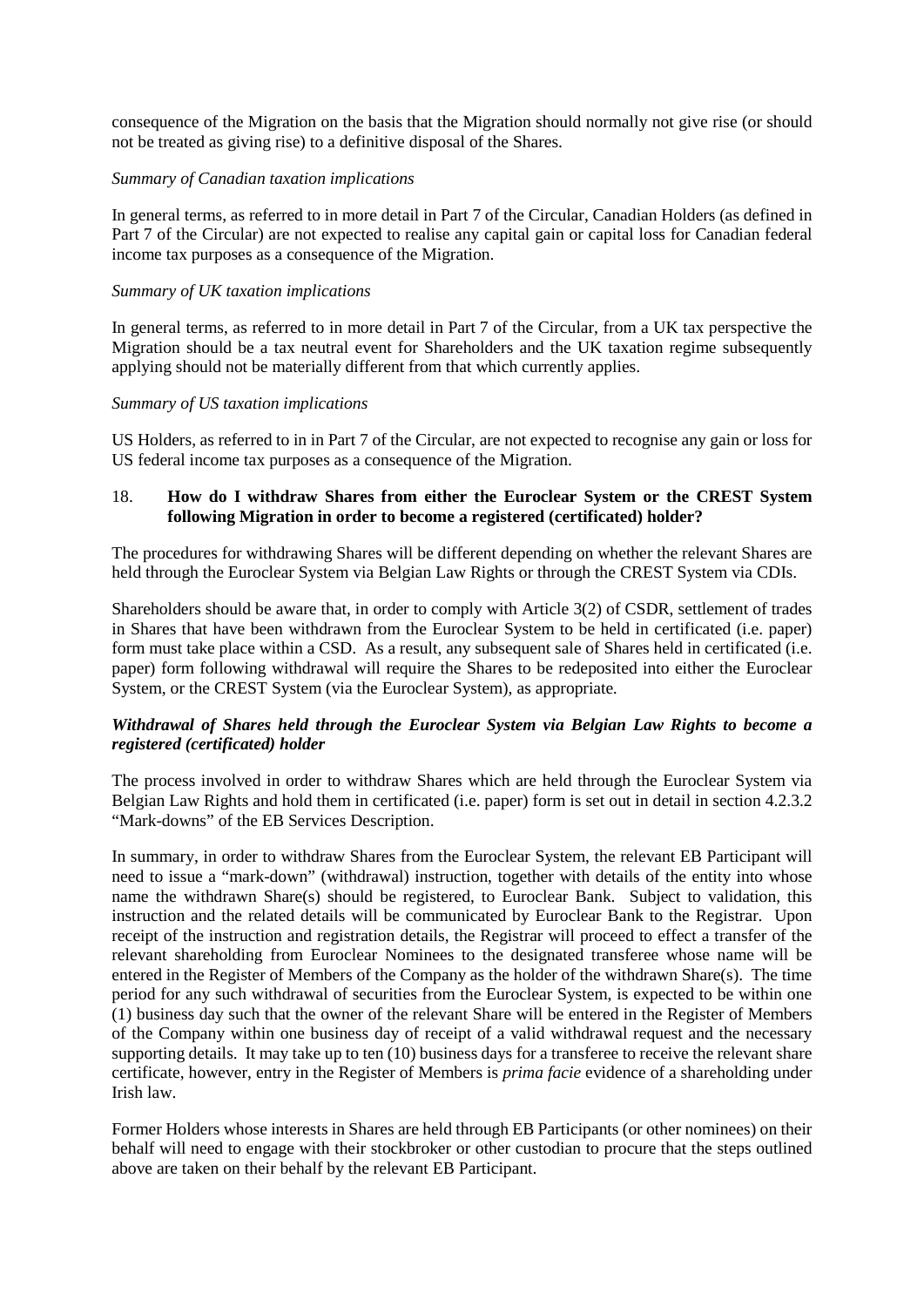consequence of the Migration on the basis that the Migration should normally not give rise (or should not be treated as giving rise) to a definitive disposal of the Shares.

*Summary of Canadian taxation implications*

In general terms, as referred to in more detail in Part 7 of the Circular, Canadian Holders (as defined in Part 7 of the Circular) are not expected to realise any capital gain or capital loss for Canadian federal income tax purposes as a consequence of the Migration.

*Summary of UK taxation implications*

In general terms, as referred to in more detail in Part 7 of the Circular, from a UK tax perspective the Migration should be a tax neutral event for Shareholders and the UK taxation regime subsequently applying should not be materially different from that which currently applies.

*Summary of US taxation implications*

US Holders, as referred to in in Part 7 of the Circular, are not expected to recognise any gain or loss for US federal income tax purposes as a consequence of the Migration.

## 18. How do I withdraw Shares from either the Euroclear System or the CREST System following Migration in order to become a registered (certificated) holder?

The procedures for withdrawing Shares will be different depending on whether the relevant Shares are held through the Euroclear System via Belgian Law Rights or through the CREST System via CDIs.

Shareholders should be aware that, in order to comply with Article 3(2) of CSDR, settlement of trades in Shares that have been withdrawn from the Euroclear System to be held in certificated (i.e. paper) form must take place within a CSD. As a result, any subsequent sale of Shares held in certificated (i.e. paper) form following withdrawal will require the Shares to be redeposited into either the Euroclear System, or the CREST System (via the Euroclear System), as appropriate.

***Withdrawal of Shares held through the Euroclear System via Belgian Law Rights to become a registered (certificated) holder***

The process involved in order to withdraw Shares which are held through the Euroclear System via Belgian Law Rights and hold them in certificated (i.e. paper) form is set out in detail in section 4.2.3.2 "Mark-downs" of the EB Services Description.

In summary, in order to withdraw Shares from the Euroclear System, the relevant EB Participant will need to issue a "mark-down" (withdrawal) instruction, together with details of the entity into whose name the withdrawn Share(s) should be registered, to Euroclear Bank. Subject to validation, this instruction and the related details will be communicated by Euroclear Bank to the Registrar. Upon receipt of the instruction and registration details, the Registrar will proceed to effect a transfer of the relevant shareholding from Euroclear Nominees to the designated transferee whose name will be entered in the Register of Members of the Company as the holder of the withdrawn Share(s). The time period for any such withdrawal of securities from the Euroclear System, is expected to be within one (1) business day such that the owner of the relevant Share will be entered in the Register of Members of the Company within one business day of receipt of a valid withdrawal request and the necessary supporting details. It may take up to ten (10) business days for a transferee to receive the relevant share certificate, however, entry in the Register of Members is *prima facie* evidence of a shareholding under Irish law.

Former Holders whose interests in Shares are held through EB Participants (or other nominees) on their behalf will need to engage with their stockbroker or other custodian to procure that the steps outlined above are taken on their behalf by the relevant EB Participant.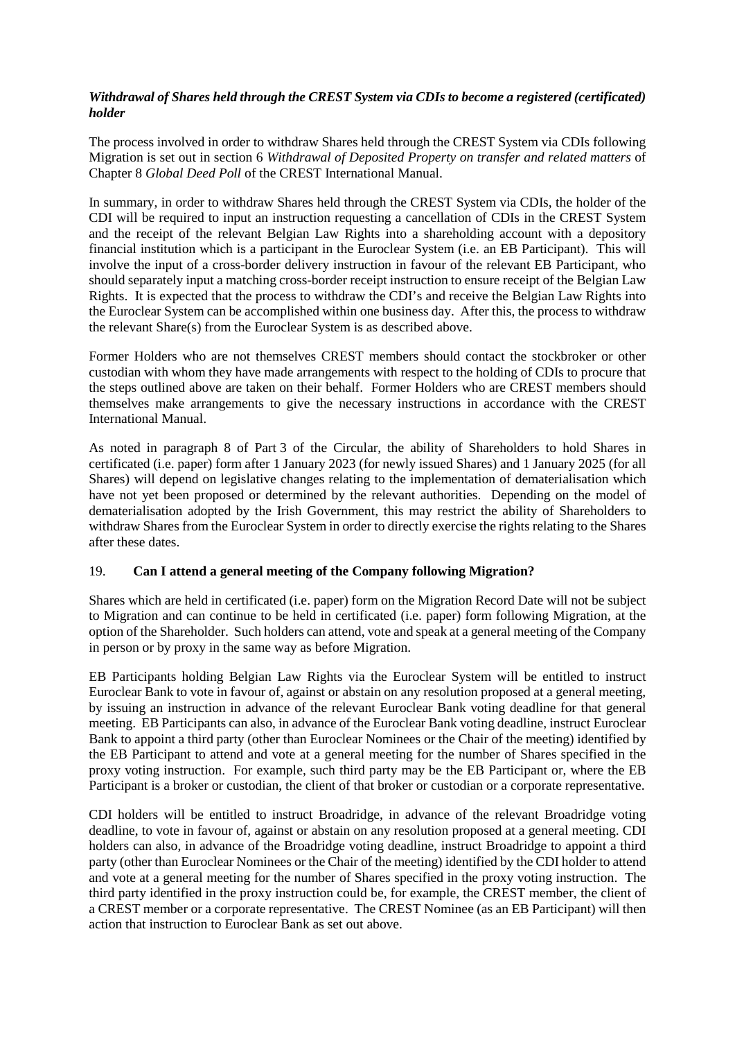***Withdrawal of Shares held through the CREST System via CDIs to become a registered (certificated) holder***

The process involved in order to withdraw Shares held through the CREST System via CDIs following Migration is set out in section 6 *Withdrawal of Deposited Property on transfer and related matters* of Chapter 8 *Global Deed Poll* of the CREST International Manual.

In summary, in order to withdraw Shares held through the CREST System via CDIs, the holder of the CDI will be required to input an instruction requesting a cancellation of CDIs in the CREST System and the receipt of the relevant Belgian Law Rights into a shareholding account with a depository financial institution which is a participant in the Euroclear System (i.e. an EB Participant). This will involve the input of a cross-border delivery instruction in favour of the relevant EB Participant, who should separately input a matching cross-border receipt instruction to ensure receipt of the Belgian Law Rights. It is expected that the process to withdraw the CDI's and receive the Belgian Law Rights into the Euroclear System can be accomplished within one business day. After this, the process to withdraw the relevant Share(s) from the Euroclear System is as described above.

Former Holders who are not themselves CREST members should contact the stockbroker or other custodian with whom they have made arrangements with respect to the holding of CDIs to procure that the steps outlined above are taken on their behalf. Former Holders who are CREST members should themselves make arrangements to give the necessary instructions in accordance with the CREST International Manual.

As noted in paragraph 8 of Part 3 of the Circular, the ability of Shareholders to hold Shares in certificated (i.e. paper) form after 1 January 2023 (for newly issued Shares) and 1 January 2025 (for all Shares) will depend on legislative changes relating to the implementation of dematerialisation which have not yet been proposed or determined by the relevant authorities. Depending on the model of dematerialisation adopted by the Irish Government, this may restrict the ability of Shareholders to withdraw Shares from the Euroclear System in order to directly exercise the rights relating to the Shares after these dates.

## 19. **Can I attend a general meeting of the Company following Migration?**

Shares which are held in certificated (i.e. paper) form on the Migration Record Date will not be subject to Migration and can continue to be held in certificated (i.e. paper) form following Migration, at the option of the Shareholder. Such holders can attend, vote and speak at a general meeting of the Company in person or by proxy in the same way as before Migration.

EB Participants holding Belgian Law Rights via the Euroclear System will be entitled to instruct Euroclear Bank to vote in favour of, against or abstain on any resolution proposed at a general meeting, by issuing an instruction in advance of the relevant Euroclear Bank voting deadline for that general meeting. EB Participants can also, in advance of the Euroclear Bank voting deadline, instruct Euroclear Bank to appoint a third party (other than Euroclear Nominees or the Chair of the meeting) identified by the EB Participant to attend and vote at a general meeting for the number of Shares specified in the proxy voting instruction. For example, such third party may be the EB Participant or, where the EB Participant is a broker or custodian, the client of that broker or custodian or a corporate representative.

CDI holders will be entitled to instruct Broadridge, in advance of the relevant Broadridge voting deadline, to vote in favour of, against or abstain on any resolution proposed at a general meeting. CDI holders can also, in advance of the Broadridge voting deadline, instruct Broadridge to appoint a third party (other than Euroclear Nominees or the Chair of the meeting) identified by the CDI holder to attend and vote at a general meeting for the number of Shares specified in the proxy voting instruction. The third party identified in the proxy instruction could be, for example, the CREST member, the client of a CREST member or a corporate representative. The CREST Nominee (as an EB Participant) will then action that instruction to Euroclear Bank as set out above.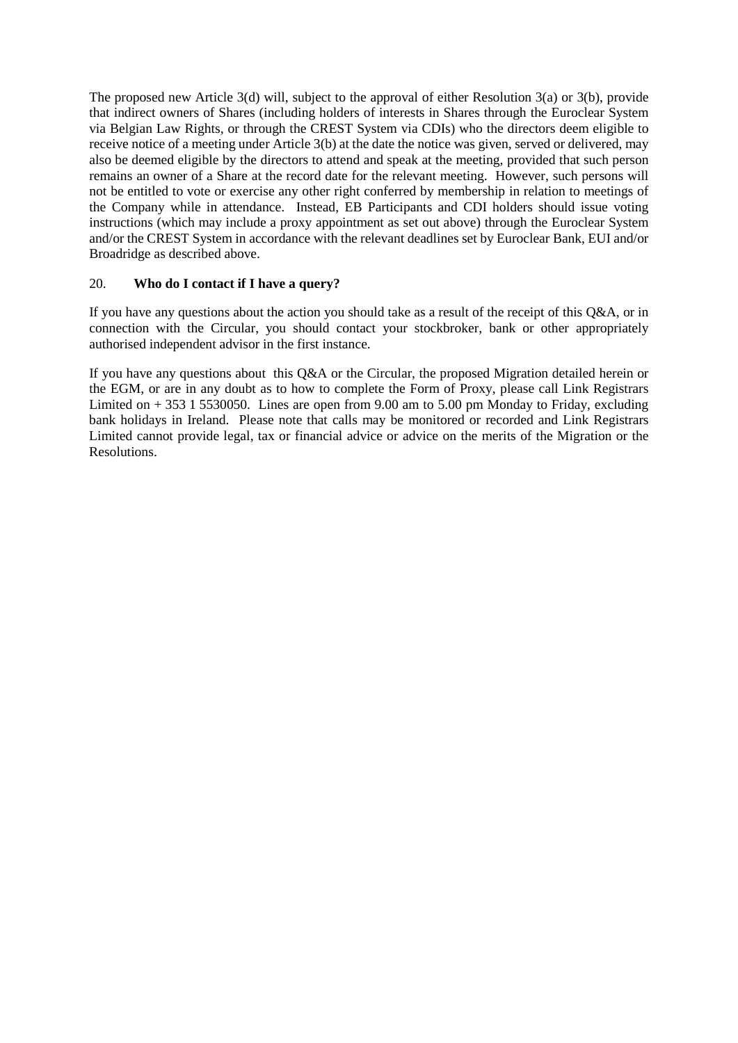The proposed new Article 3(d) will, subject to the approval of either Resolution 3(a) or 3(b), provide that indirect owners of Shares (including holders of interests in Shares through the Euroclear System via Belgian Law Rights, or through the CREST System via CDIs) who the directors deem eligible to receive notice of a meeting under Article 3(b) at the date the notice was given, served or delivered, may also be deemed eligible by the directors to attend and speak at the meeting, provided that such person remains an owner of a Share at the record date for the relevant meeting. However, such persons will not be entitled to vote or exercise any other right conferred by membership in relation to meetings of the Company while in attendance. Instead, EB Participants and CDI holders should issue voting instructions (which may include a proxy appointment as set out above) through the Euroclear System and/or the CREST System in accordance with the relevant deadlines set by Euroclear Bank, EUI and/or Broadridge as described above.

## 20. **Who do I contact if I have a query?**

If you have any questions about the action you should take as a result of the receipt of this Q&A, or in connection with the Circular, you should contact your stockbroker, bank or other appropriately authorised independent advisor in the first instance.

If you have any questions about this Q&A or the Circular, the proposed Migration detailed herein or the EGM, or are in any doubt as to how to complete the Form of Proxy, please call Link Registrars Limited on + 353 1 5530050. Lines are open from 9.00 am to 5.00 pm Monday to Friday, excluding bank holidays in Ireland. Please note that calls may be monitored or recorded and Link Registrars Limited cannot provide legal, tax or financial advice or advice on the merits of the Migration or the Resolutions.